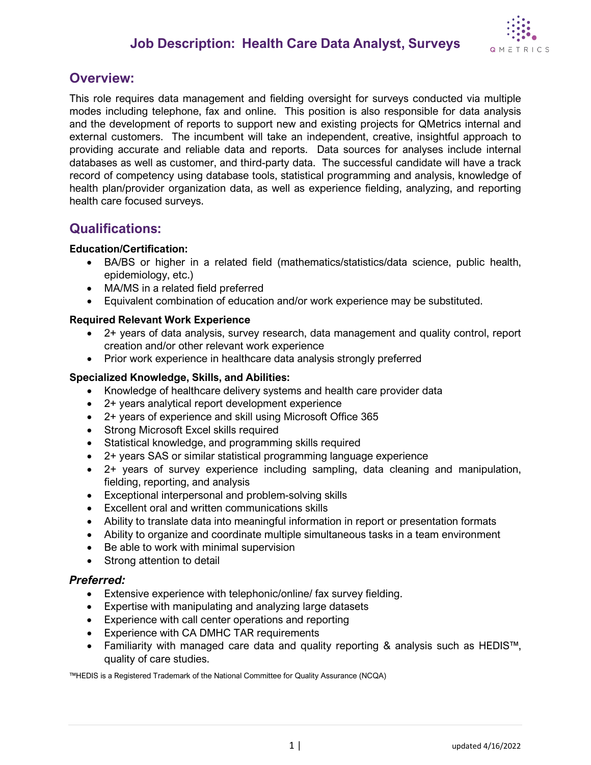# Job Description: Health Care Data Analyst, Surveys

## Overview:

This role requires data management and fielding oversight for surveys conducted via multiple modes including telephone, fax and online. This position is also responsible for data analysis and the development of reports to support new and existing projects for QMetrics internal and external customers. The incumbent will take an independent, creative, insightful approach to providing accurate and reliable data and reports. Data sources for analyses include internal databases as well as customer, and third-party data. The successful candidate will have a track record of competency using database tools, statistical programming and analysis, knowledge of health plan/provider organization data, as well as experience fielding, analyzing, and reporting health care focused surveys.

## Qualifications:

**Education/Certification:**

- BA/BS or higher in a related field (mathematics/statistics/data science, public health, epidemiology, etc.)
- MA/MS in a related field preferred
- Equivalent combination of education and/or work experience may be substituted.

**Required Relevant Work Experience**

- 2+ years of data analysis, survey research, data management and quality control, report creation and/or other relevant work experience
- Prior work experience in healthcare data analysis strongly preferred

**Specialized Knowledge, Skills, and Abilities:**

- Knowledge of healthcare delivery systems and health care provider data
- 2+ years analytical report development experience
- 2+ years of experience and skill using Microsoft Office 365
- Strong Microsoft Excel skills required
- Statistical knowledge, and programming skills required
- 2+ years SAS or similar statistical programming language experience
- 2+ years of survey experience including sampling, data cleaning and manipulation, fielding, reporting, and analysis
- Exceptional interpersonal and problem-solving skills
- Excellent oral and written communications skills
- Ability to translate data into meaningful information in report or presentation formats
- Ability to organize and coordinate multiple simultaneous tasks in a team environment
- Be able to work with minimal supervision
- Strong attention to detail

***Preferred:***

- Extensive experience with telephonic/online/ fax survey fielding.
- Expertise with manipulating and analyzing large datasets
- Experience with call center operations and reporting
- Experience with CA DMHC TAR requirements
- Familiarity with managed care data and quality reporting & analysis such as HEDIS™, quality of care studies.

™HEDIS is a Registered Trademark of the National Committee for Quality Assurance (NCQA)

updated 4/16/2022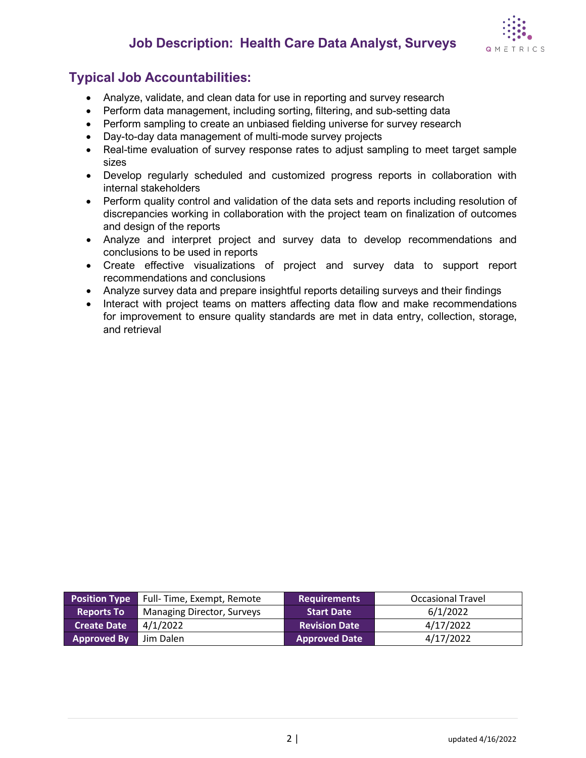## Typical Job Accountabilities:

- Analyze, validate, and clean data for use in reporting and survey research
- Perform data management, including sorting, filtering, and sub-setting data
- Perform sampling to create an unbiased fielding universe for survey research
- Day-to-day data management of multi-mode survey projects
- Real-time evaluation of survey response rates to adjust sampling to meet target sample sizes
- Develop regularly scheduled and customized progress reports in collaboration with internal stakeholders
- Perform quality control and validation of the data sets and reports including resolution of discrepancies working in collaboration with the project team on finalization of outcomes and design of the reports
- Analyze and interpret project and survey data to develop recommendations and conclusions to be used in reports
- Create effective visualizations of project and survey data to support report recommendations and conclusions
- Analyze survey data and prepare insightful reports detailing surveys and their findings
- Interact with project teams on matters affecting data flow and make recommendations for improvement to ensure quality standards are met in data entry, collection, storage, and retrieval

| | | | |
|---|---|---|---|
| **Position Type** | Full- Time, Exempt, Remote | **Requirements** | Occasional Travel |
| **Reports To** | Managing Director, Surveys | **Start Date** | 6/1/2022 |
| **Create Date** | 4/1/2022 | **Revision Date** | 4/17/2022 |
| **Approved By** | Jim Dalen | **Approved Date** | 4/17/2022 |